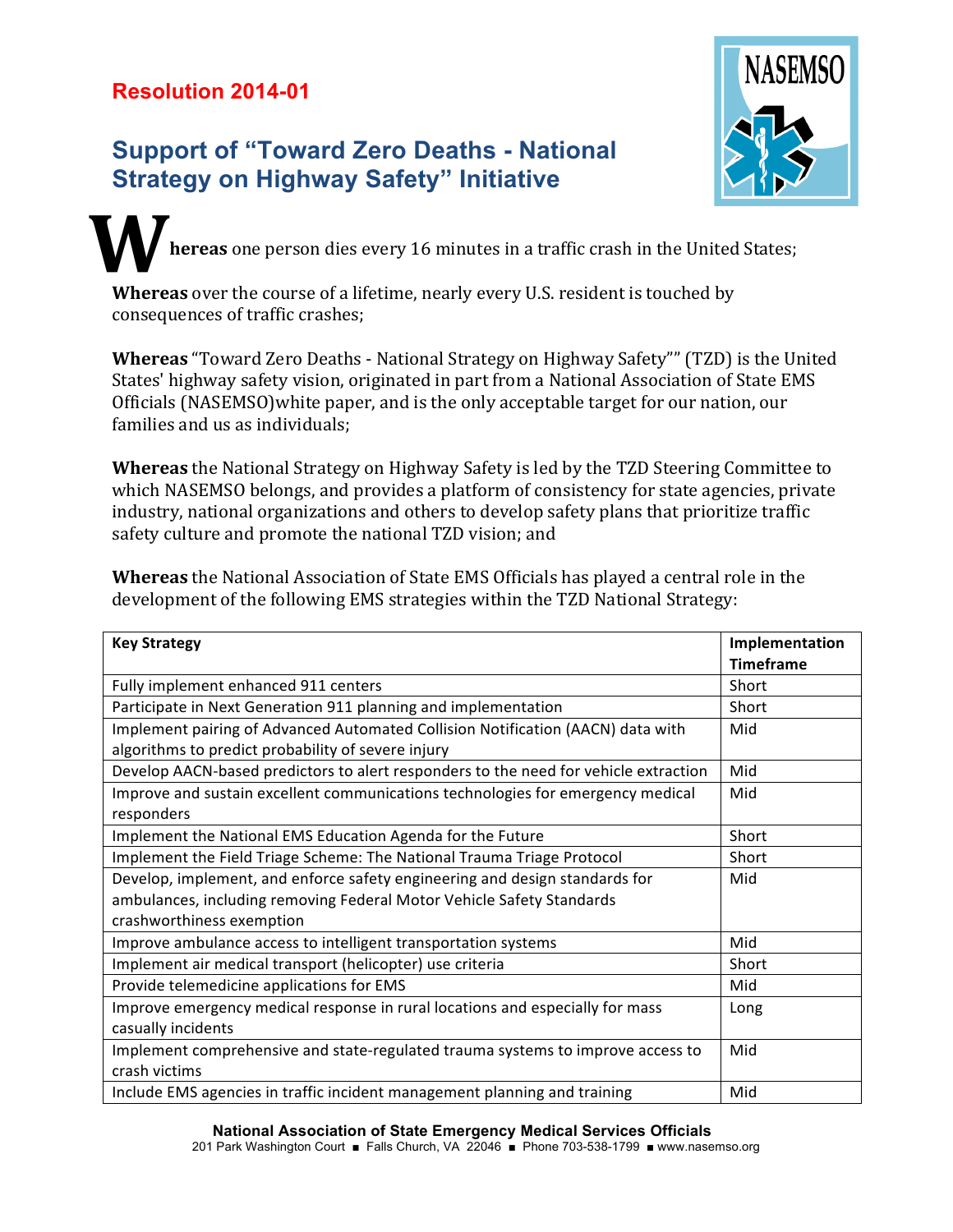**Resolution 2014-01**

# Support of "Toward Zero Deaths - National Strategy on Highway Safety" Initiative

**Whereas** one person dies every 16 minutes in a traffic crash in the United States;

**Whereas** over the course of a lifetime, nearly every U.S. resident is touched by consequences of traffic crashes;

**Whereas** "Toward Zero Deaths - National Strategy on Highway Safety"" (TZD) is the United States' highway safety vision, originated in part from a National Association of State EMS Officials (NASEMSO)white paper, and is the only acceptable target for our nation, our families and us as individuals;

**Whereas** the National Strategy on Highway Safety is led by the TZD Steering Committee to which NASEMSO belongs, and provides a platform of consistency for state agencies, private industry, national organizations and others to develop safety plans that prioritize traffic safety culture and promote the national TZD vision; and

**Whereas** the National Association of State EMS Officials has played a central role in the development of the following EMS strategies within the TZD National Strategy:

| Key Strategy | Implementation Timeframe |
|---|---|
| Fully implement enhanced 911 centers | Short |
| Participate in Next Generation 911 planning and implementation | Short |
| Implement pairing of Advanced Automated Collision Notification (AACN) data with algorithms to predict probability of severe injury | Mid |
| Develop AACN-based predictors to alert responders to the need for vehicle extraction | Mid |
| Improve and sustain excellent communications technologies for emergency medical responders | Mid |
| Implement the National EMS Education Agenda for the Future | Short |
| Implement the Field Triage Scheme: The National Trauma Triage Protocol | Short |
| Develop, implement, and enforce safety engineering and design standards for ambulances, including removing Federal Motor Vehicle Safety Standards crashworthiness exemption | Mid |
| Improve ambulance access to intelligent transportation systems | Mid |
| Implement air medical transport (helicopter) use criteria | Short |
| Provide telemedicine applications for EMS | Mid |
| Improve emergency medical response in rural locations and especially for mass casually incidents | Long |
| Implement comprehensive and state-regulated trauma systems to improve access to crash victims | Mid |
| Include EMS agencies in traffic incident management planning and training | Mid |

**National Association of State Emergency Medical Services Officials**
201 Park Washington Court ■ Falls Church, VA 22046 ■ Phone 703-538-1799 ■ www.nasemso.org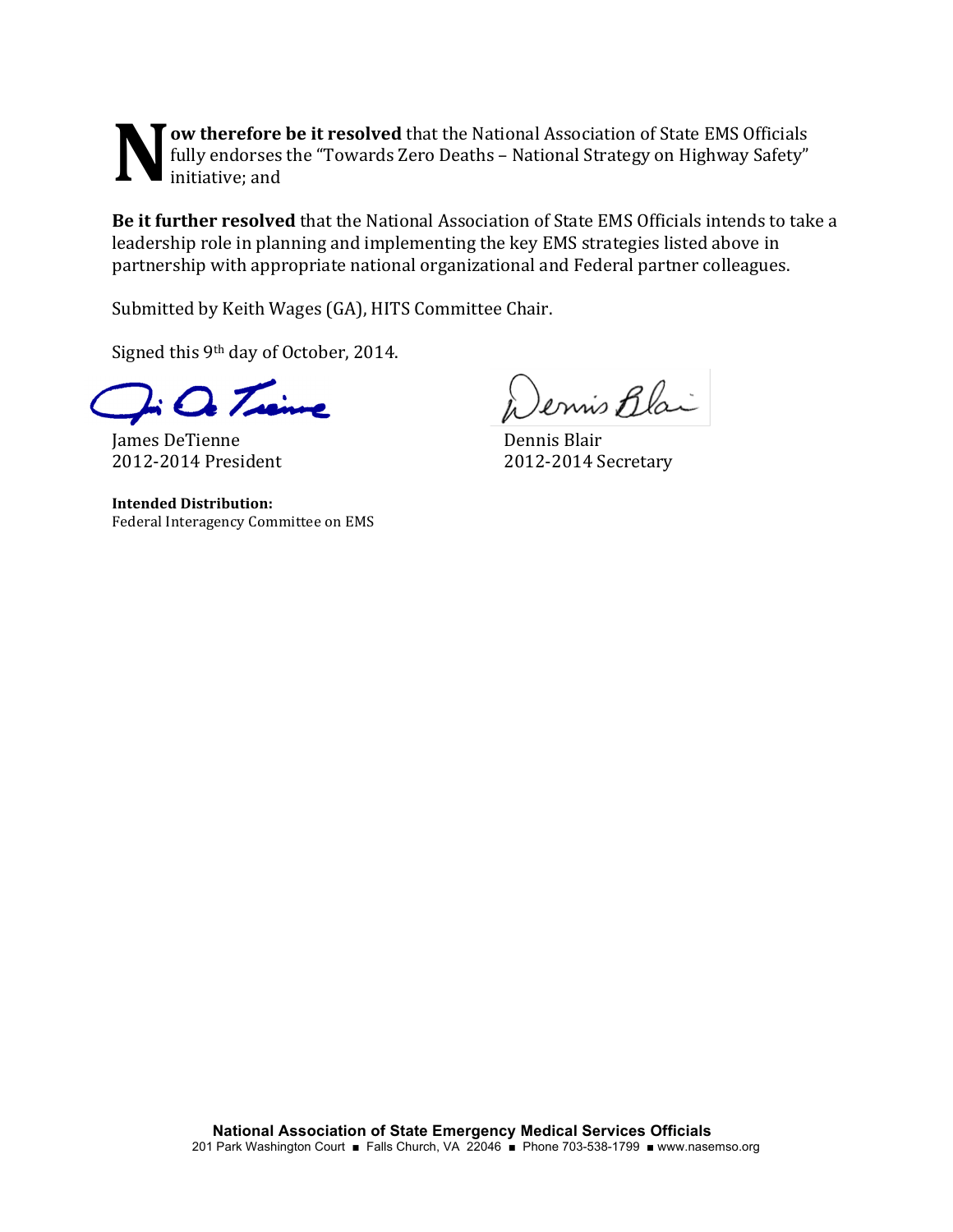**Now therefore be it resolved** that the National Association of State EMS Officials fully endorses the "Towards Zero Deaths – National Strategy on Highway Safety" initiative; and

**Be it further resolved** that the National Association of State EMS Officials intends to take a leadership role in planning and implementing the key EMS strategies listed above in partnership with appropriate national organizational and Federal partner colleagues.

Submitted by Keith Wages (GA), HITS Committee Chair.

Signed this 9th day of October, 2014.

James DeTienne
2012-2014 President

Dennis Blair
2012-2014 Secretary

**Intended Distribution:**
Federal Interagency Committee on EMS

**National Association of State Emergency Medical Services Officials**
201 Park Washington Court ■ Falls Church, VA 22046 ■ Phone 703-538-1799 ■ www.nasemso.org